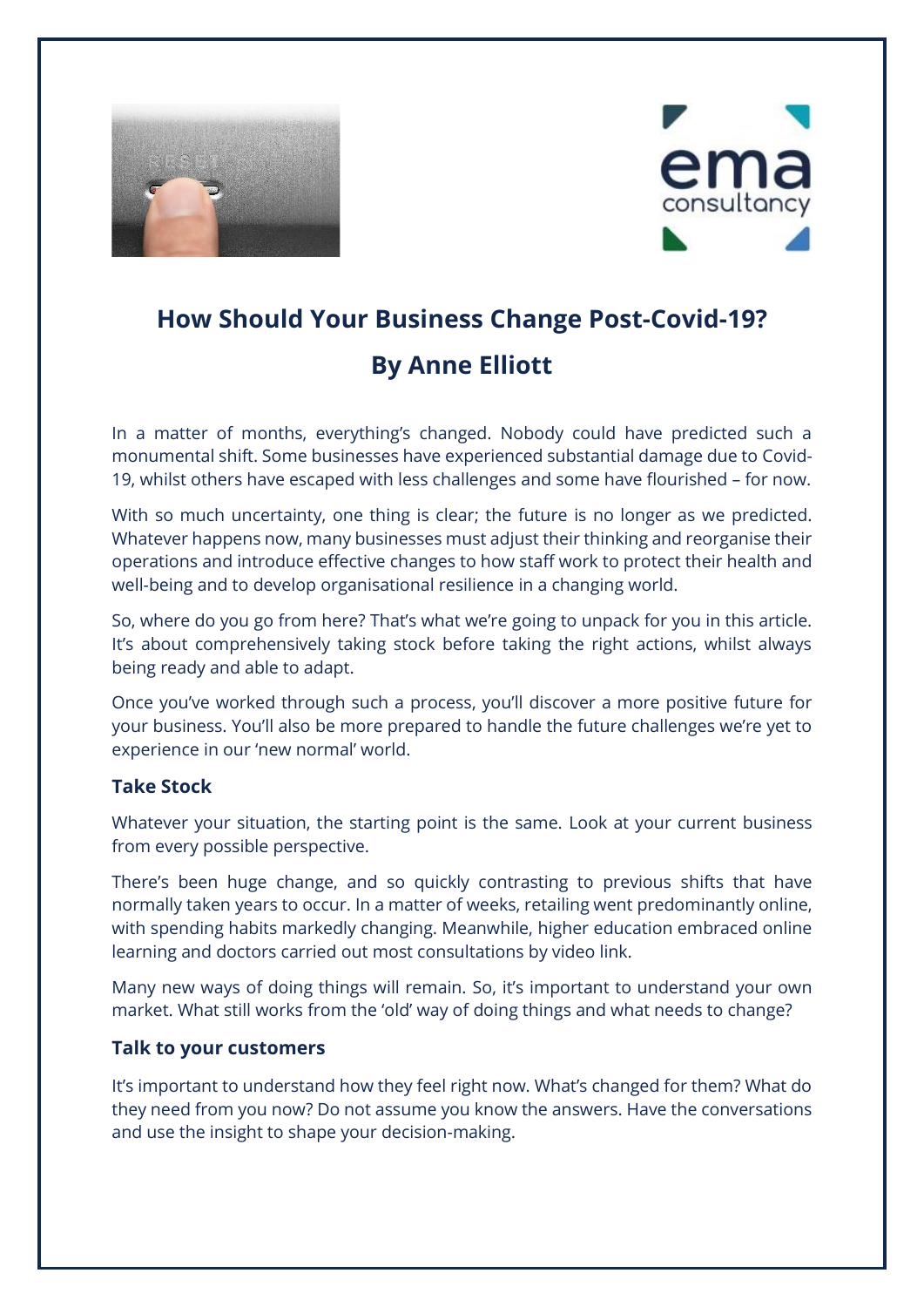# How Should Your Business Change Post-Covid-19?

## By Anne Elliott

In a matter of months, everything's changed. Nobody could have predicted such a monumental shift. Some businesses have experienced substantial damage due to Covid-19, whilst others have escaped with less challenges and some have flourished – for now.

With so much uncertainty, one thing is clear; the future is no longer as we predicted. Whatever happens now, many businesses must adjust their thinking and reorganise their operations and introduce effective changes to how staff work to protect their health and well-being and to develop organisational resilience in a changing world.

So, where do you go from here? That's what we're going to unpack for you in this article. It's about comprehensively taking stock before taking the right actions, whilst always being ready and able to adapt.

Once you've worked through such a process, you'll discover a more positive future for your business. You'll also be more prepared to handle the future challenges we're yet to experience in our 'new normal' world.

### Take Stock

Whatever your situation, the starting point is the same. Look at your current business from every possible perspective.

There's been huge change, and so quickly contrasting to previous shifts that have normally taken years to occur. In a matter of weeks, retailing went predominantly online, with spending habits markedly changing. Meanwhile, higher education embraced online learning and doctors carried out most consultations by video link.

Many new ways of doing things will remain. So, it's important to understand your own market. What still works from the 'old' way of doing things and what needs to change?

### Talk to your customers

It's important to understand how they feel right now. What's changed for them? What do they need from you now? Do not assume you know the answers. Have the conversations and use the insight to shape your decision-making.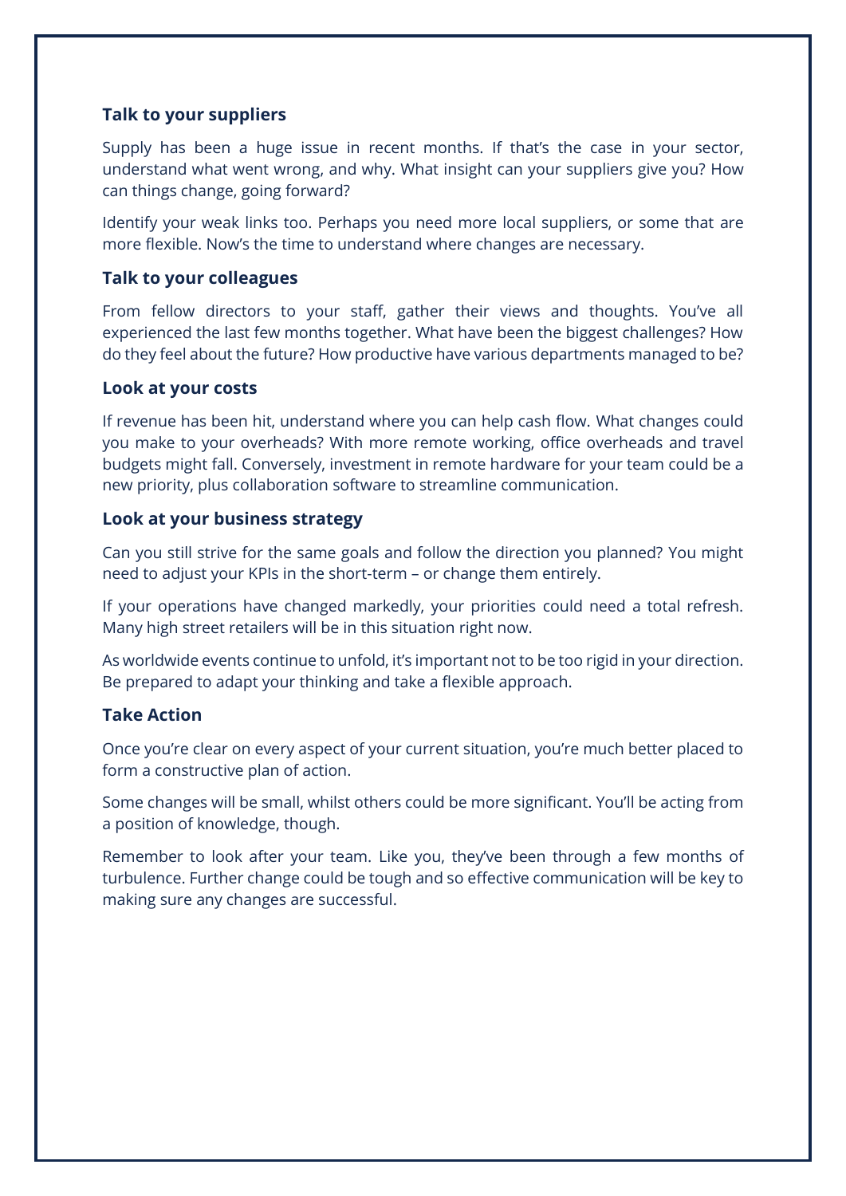### Talk to your suppliers

Supply has been a huge issue in recent months. If that's the case in your sector, understand what went wrong, and why. What insight can your suppliers give you? How can things change, going forward?

Identify your weak links too. Perhaps you need more local suppliers, or some that are more flexible. Now's the time to understand where changes are necessary.

### Talk to your colleagues

From fellow directors to your staff, gather their views and thoughts. You've all experienced the last few months together. What have been the biggest challenges? How do they feel about the future? How productive have various departments managed to be?

### Look at your costs

If revenue has been hit, understand where you can help cash flow. What changes could you make to your overheads? With more remote working, office overheads and travel budgets might fall. Conversely, investment in remote hardware for your team could be a new priority, plus collaboration software to streamline communication.

### Look at your business strategy

Can you still strive for the same goals and follow the direction you planned? You might need to adjust your KPIs in the short-term – or change them entirely.

If your operations have changed markedly, your priorities could need a total refresh. Many high street retailers will be in this situation right now.

As worldwide events continue to unfold, it's important not to be too rigid in your direction. Be prepared to adapt your thinking and take a flexible approach.

### Take Action

Once you're clear on every aspect of your current situation, you're much better placed to form a constructive plan of action.

Some changes will be small, whilst others could be more significant. You'll be acting from a position of knowledge, though.

Remember to look after your team. Like you, they've been through a few months of turbulence. Further change could be tough and so effective communication will be key to making sure any changes are successful.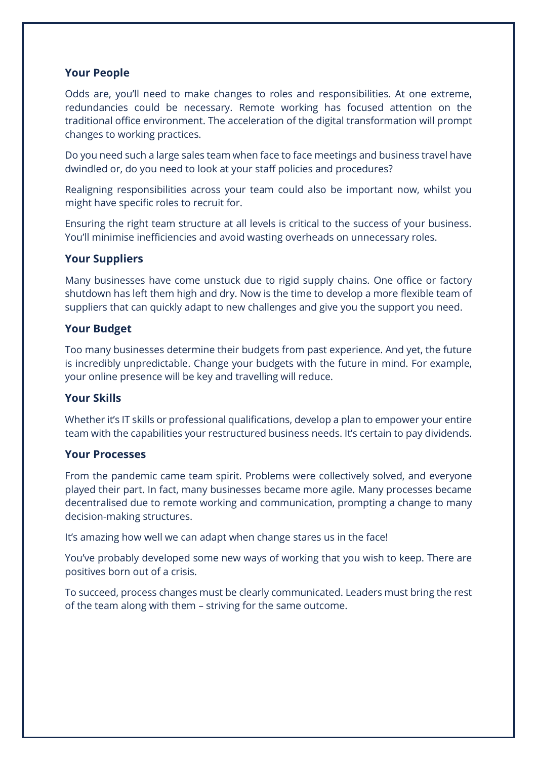### Your People

Odds are, you'll need to make changes to roles and responsibilities. At one extreme, redundancies could be necessary. Remote working has focused attention on the traditional office environment. The acceleration of the digital transformation will prompt changes to working practices.

Do you need such a large sales team when face to face meetings and business travel have dwindled or, do you need to look at your staff policies and procedures?

Realigning responsibilities across your team could also be important now, whilst you might have specific roles to recruit for.

Ensuring the right team structure at all levels is critical to the success of your business. You'll minimise inefficiencies and avoid wasting overheads on unnecessary roles.

### Your Suppliers

Many businesses have come unstuck due to rigid supply chains. One office or factory shutdown has left them high and dry. Now is the time to develop a more flexible team of suppliers that can quickly adapt to new challenges and give you the support you need.

### Your Budget

Too many businesses determine their budgets from past experience. And yet, the future is incredibly unpredictable. Change your budgets with the future in mind. For example, your online presence will be key and travelling will reduce.

### Your Skills

Whether it's IT skills or professional qualifications, develop a plan to empower your entire team with the capabilities your restructured business needs. It's certain to pay dividends.

### Your Processes

From the pandemic came team spirit. Problems were collectively solved, and everyone played their part. In fact, many businesses became more agile. Many processes became decentralised due to remote working and communication, prompting a change to many decision-making structures.

It's amazing how well we can adapt when change stares us in the face!

You've probably developed some new ways of working that you wish to keep. There are positives born out of a crisis.

To succeed, process changes must be clearly communicated. Leaders must bring the rest of the team along with them – striving for the same outcome.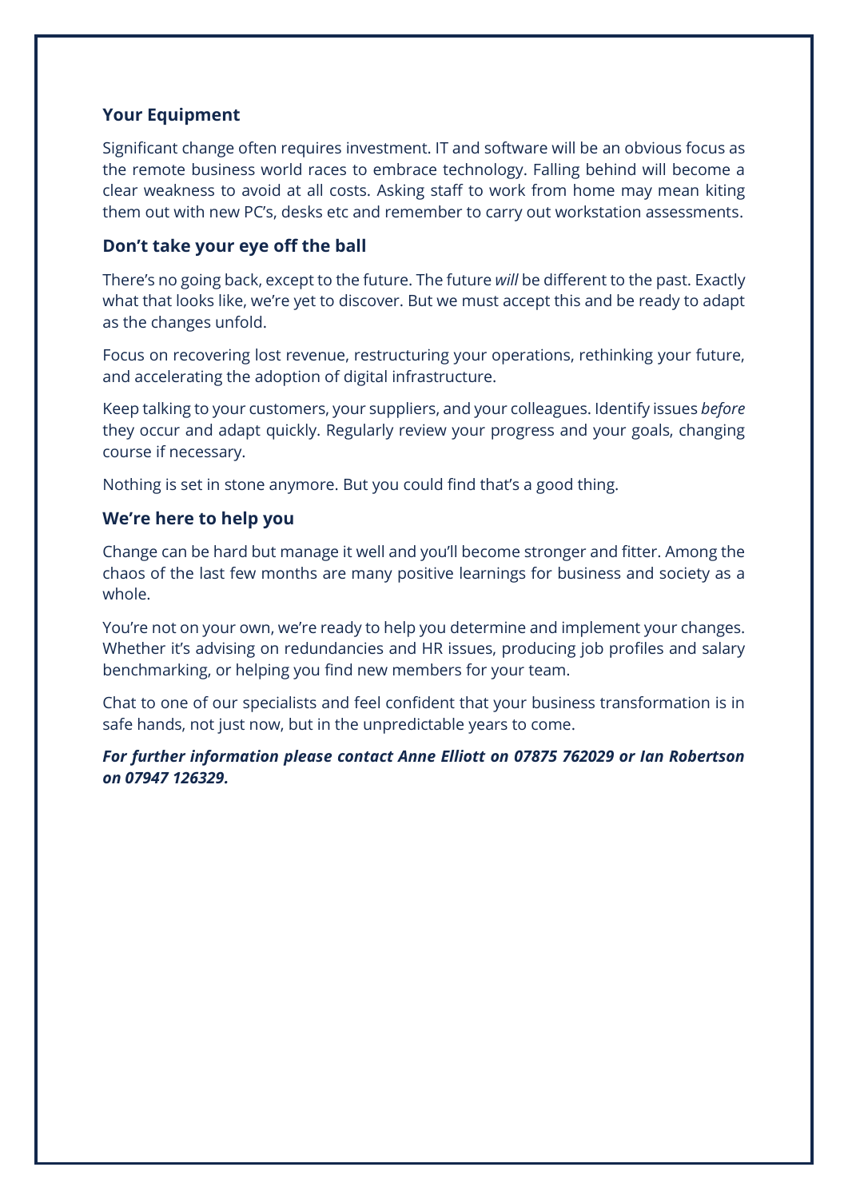## Your Equipment

Significant change often requires investment. IT and software will be an obvious focus as the remote business world races to embrace technology. Falling behind will become a clear weakness to avoid at all costs. Asking staff to work from home may mean kiting them out with new PC's, desks etc and remember to carry out workstation assessments.

## Don't take your eye off the ball

There's no going back, except to the future. The future *will* be different to the past. Exactly what that looks like, we're yet to discover. But we must accept this and be ready to adapt as the changes unfold.

Focus on recovering lost revenue, restructuring your operations, rethinking your future, and accelerating the adoption of digital infrastructure.

Keep talking to your customers, your suppliers, and your colleagues. Identify issues *before* they occur and adapt quickly. Regularly review your progress and your goals, changing course if necessary.

Nothing is set in stone anymore. But you could find that's a good thing.

## We're here to help you

Change can be hard but manage it well and you'll become stronger and fitter. Among the chaos of the last few months are many positive learnings for business and society as a whole.

You're not on your own, we're ready to help you determine and implement your changes. Whether it's advising on redundancies and HR issues, producing job profiles and salary benchmarking, or helping you find new members for your team.

Chat to one of our specialists and feel confident that your business transformation is in safe hands, not just now, but in the unpredictable years to come.

***For further information please contact Anne Elliott on 07875 762029 or Ian Robertson on 07947 126329.***